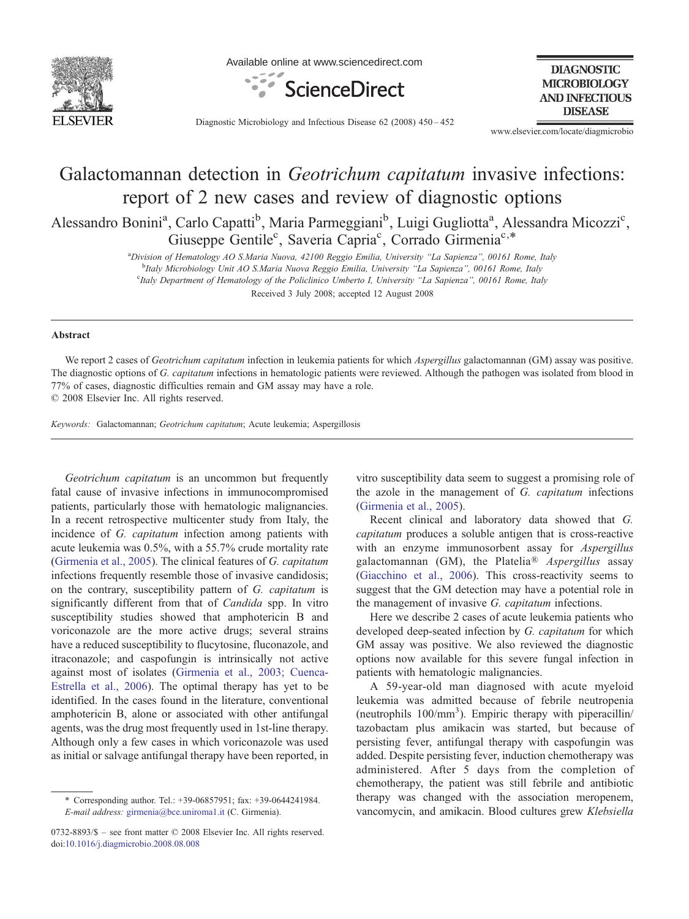# Galactomannan detection in *Geotrichum capitatum* invasive infections: report of 2 new cases and review of diagnostic options

Alessandro Bonini[a], Carlo Capatti[b], Maria Parmeggiani[b], Luigi Gugliotta[a], Alessandra Micozzi[c], Giuseppe Gentile[c], Saveria Capria[c], Corrado Girmenia[c,*]

[a]Division of Hematology AO S.Maria Nuova, 42100 Reggio Emilia, University "La Sapienza", 00161 Rome, Italy
[b]Italy Microbiology Unit AO S.Maria Nuova Reggio Emilia, University "La Sapienza", 00161 Rome, Italy
[c]Italy Department of Hematology of the Policlinico Umberto I, University "La Sapienza", 00161 Rome, Italy

Received 3 July 2008; accepted 12 August 2008

## Abstract

We report 2 cases of *Geotrichum capitatum* infection in leukemia patients for which *Aspergillus* galactomannan (GM) assay was positive. The diagnostic options of *G. capitatum* infections in hematologic patients were reviewed. Although the pathogen was isolated from blood in 77% of cases, diagnostic difficulties remain and GM assay may have a role.
© 2008 Elsevier Inc. All rights reserved.

*Keywords:* Galactomannan; *Geotrichum capitatum*; Acute leukemia; Aspergillosis

*Geotrichum capitatum* is an uncommon but frequently fatal cause of invasive infections in immunocompromised patients, particularly those with hematologic malignancies. In a recent retrospective multicenter study from Italy, the incidence of *G. capitatum* infection among patients with acute leukemia was 0.5%, with a 55.7% crude mortality rate (Girmenia et al., 2005). The clinical features of *G. capitatum* infections frequently resemble those of invasive candidosis; on the contrary, susceptibility pattern of *G. capitatum* is significantly different from that of *Candida* spp. In vitro susceptibility studies showed that amphotericin B and voriconazole are the more active drugs; several strains have a reduced susceptibility to flucytosine, fluconazole, and itraconazole; and caspofungin is intrinsically not active against most of isolates (Girmenia et al., 2003; Cuenca-Estrella et al., 2006). The optimal therapy has yet to be identified. In the cases found in the literature, conventional amphotericin B, alone or associated with other antifungal agents, was the drug most frequently used in 1st-line therapy. Although only a few cases in which voriconazole was used as initial or salvage antifungal therapy have been reported, in vitro susceptibility data seem to suggest a promising role of the azole in the management of *G. capitatum* infections (Girmenia et al., 2005).

Recent clinical and laboratory data showed that *G. capitatum* produces a soluble antigen that is cross-reactive with an enzyme immunosorbent assay for *Aspergillus* galactomannan (GM), the Platelia® *Aspergillus* assay (Giacchino et al., 2006). This cross-reactivity seems to suggest that the GM detection may have a potential role in the management of invasive *G. capitatum* infections.

Here we describe 2 cases of acute leukemia patients who developed deep-seated infection by *G. capitatum* for which GM assay was positive. We also reviewed the diagnostic options now available for this severe fungal infection in patients with hematologic malignancies.

A 59-year-old man diagnosed with acute myeloid leukemia was admitted because of febrile neutropenia (neutrophils 100/mm$^3$). Empiric therapy with piperacillin/tazobactam plus amikacin was started, but because of persisting fever, antifungal therapy with caspofungin was added. Despite persisting fever, induction chemotherapy was administered. After 5 days from the completion of chemotherapy, the patient was still febrile and antibiotic therapy was changed with the association meropenem, vancomycin, and amikacin. Blood cultures grew *Klebsiella*

\* Corresponding author. Tel.: +39-06857951; fax: +39-0644241984.
*E-mail address:* girmenia@bce.uniroma1.it (C. Girmenia).

0732-8893/$ – see front matter © 2008 Elsevier Inc. All rights reserved.
doi:10.1016/j.diagmicrobio.2008.08.008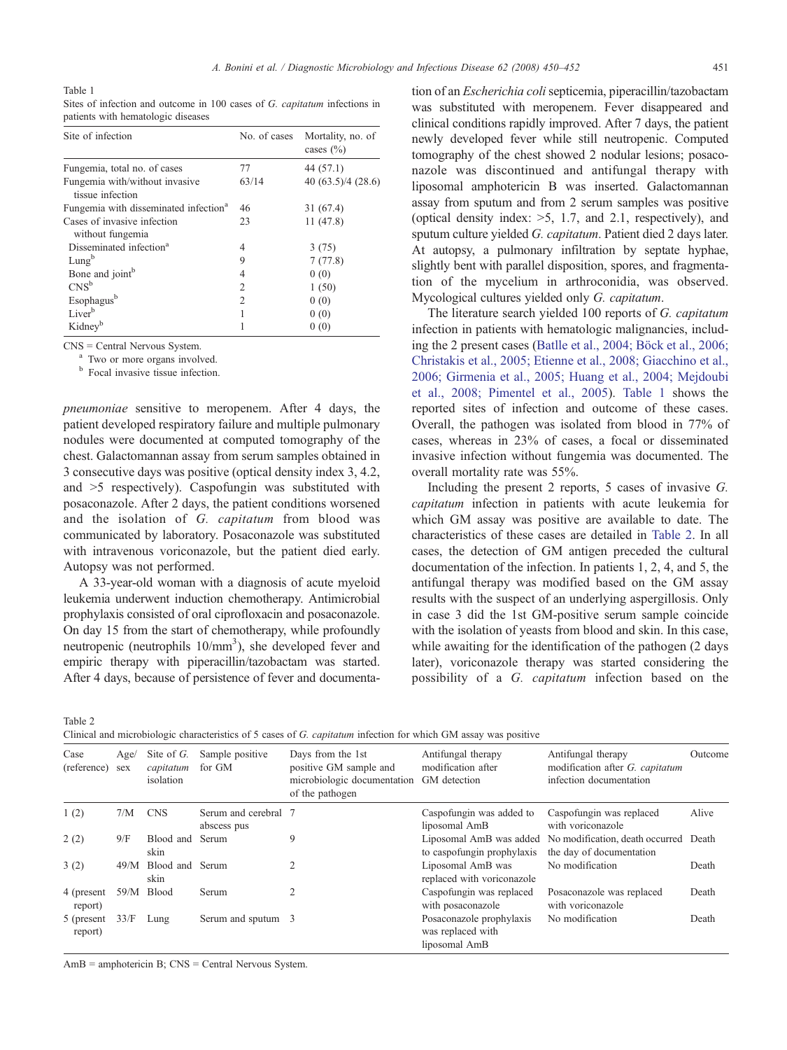Table 1
Sites of infection and outcome in 100 cases of *G. capitatum* infections in patients with hematologic diseases

| Site of infection | No. of cases | Mortality, no. of cases (%) |
|---|---|---|
| Fungemia, total no. of cases | 77 | 44 (57.1) |
| Fungemia with/without invasive tissue infection | 63/14 | 40 (63.5)/4 (28.6) |
| Fungemia with disseminated infection[a] | 46 | 31 (67.4) |
| Cases of invasive infection without fungemia | 23 | 11 (47.8) |
| Disseminated infection[a] | 4 | 3 (75) |
| Lung[b] | 9 | 7 (77.8) |
| Bone and joint[b] | 4 | 0 (0) |
| CNS[b] | 2 | 1 (50) |
| Esophagus[b] | 2 | 0 (0) |
| Liver[b] | 1 | 0 (0) |
| Kidney[b] | 1 | 0 (0) |

CNS = Central Nervous System.
[a] Two or more organs involved.
[b] Focal invasive tissue infection.

*pneumoniae* sensitive to meropenem. After 4 days, the patient developed respiratory failure and multiple pulmonary nodules were documented at computed tomography of the chest. Galactomannan assay from serum samples obtained in 3 consecutive days was positive (optical density index 3, 4.2, and >5 respectively). Caspofungin was substituted with posaconazole. After 2 days, the patient conditions worsened and the isolation of *G. capitatum* from blood was communicated by laboratory. Posaconazole was substituted with intravenous voriconazole, but the patient died early. Autopsy was not performed.

A 33-year-old woman with a diagnosis of acute myeloid leukemia underwent induction chemotherapy. Antimicrobial prophylaxis consisted of oral ciprofloxacin and posaconazole. On day 15 from the start of chemotherapy, while profoundly neutropenic (neutrophils 10/mm$^3$), she developed fever and empiric therapy with piperacillin/tazobactam was started. After 4 days, because of persistence of fever and documentation of an *Escherichia coli* septicemia, piperacillin/tazobactam was substituted with meropenem. Fever disappeared and clinical conditions rapidly improved. After 7 days, the patient newly developed fever while still neutropenic. Computed tomography of the chest showed 2 nodular lesions; posaconazole was discontinued and antifungal therapy with liposomal amphotericin B was inserted. Galactomannan assay from sputum and from 2 serum samples was positive (optical density index: >5, 1.7, and 2.1, respectively), and sputum culture yielded *G. capitatum*. Patient died 2 days later. At autopsy, a pulmonary infiltration by septate hyphae, slightly bent with parallel disposition, spores, and fragmentation of the mycelium in arthroconidia, was observed. Mycological cultures yielded only *G. capitatum*.

The literature search yielded 100 reports of *G. capitatum* infection in patients with hematologic malignancies, including the 2 present cases (Batlle et al., 2004; Böck et al., 2006; Christakis et al., 2005; Etienne et al., 2008; Giacchino et al., 2006; Girmenia et al., 2005; Huang et al., 2004; Mejdoubi et al., 2008; Pimentel et al., 2005). Table 1 shows the reported sites of infection and outcome of these cases. Overall, the pathogen was isolated from blood in 77% of cases, whereas in 23% of cases, a focal or disseminated invasive infection without fungemia was documented. The overall mortality rate was 55%.

Including the present 2 reports, 5 cases of invasive *G. capitatum* infection in patients with acute leukemia for which GM assay was positive are available to date. The characteristics of these cases are detailed in Table 2. In all cases, the detection of GM antigen preceded the cultural documentation of the infection. In patients 1, 2, 4, and 5, the antifungal therapy was modified based on the GM assay results with the suspect of an underlying aspergillosis. Only in case 3 did the 1st GM-positive serum sample coincide with the isolation of yeasts from blood and skin. In this case, while awaiting for the identification of the pathogen (2 days later), voriconazole therapy was started considering the possibility of a *G. capitatum* infection based on the

Table 2
Clinical and microbiologic characteristics of 5 cases of *G. capitatum* infection for which GM assay was positive

| Case (reference) | Age/sex | Site of *G. capitatum* isolation | Sample positive for GM | Days from the 1st positive GM sample and microbiologic documentation of the pathogen | Antifungal therapy modification after GM detection | Antifungal therapy modification after *G. capitatum* infection documentation | Outcome |
|---|---|---|---|---|---|---|---|
| 1 (2) | 7/M | CNS | Serum and cerebral abscess pus | 7 | Caspofungin was added to liposomal AmB | Caspofungin was replaced with voriconazole | Alive |
| 2 (2) | 9/F | Blood and skin | Serum | 9 | Liposomal AmB was added to caspofungin prophylaxis | No modification, death occurred the day of documentation | Death |
| 3 (2) | 49/M | Blood and skin | Serum | 2 | Liposomal AmB was replaced with voriconazole | No modification | Death |
| 4 (present report) | 59/M | Blood | Serum | 2 | Caspofungin was replaced with posaconazole | Posaconazole was replaced with voriconazole | Death |
| 5 (present report) | 33/F | Lung | Serum and sputum | 3 | Posaconazole prophylaxis was replaced with liposomal AmB | No modification | Death |

AmB = amphotericin B; CNS = Central Nervous System.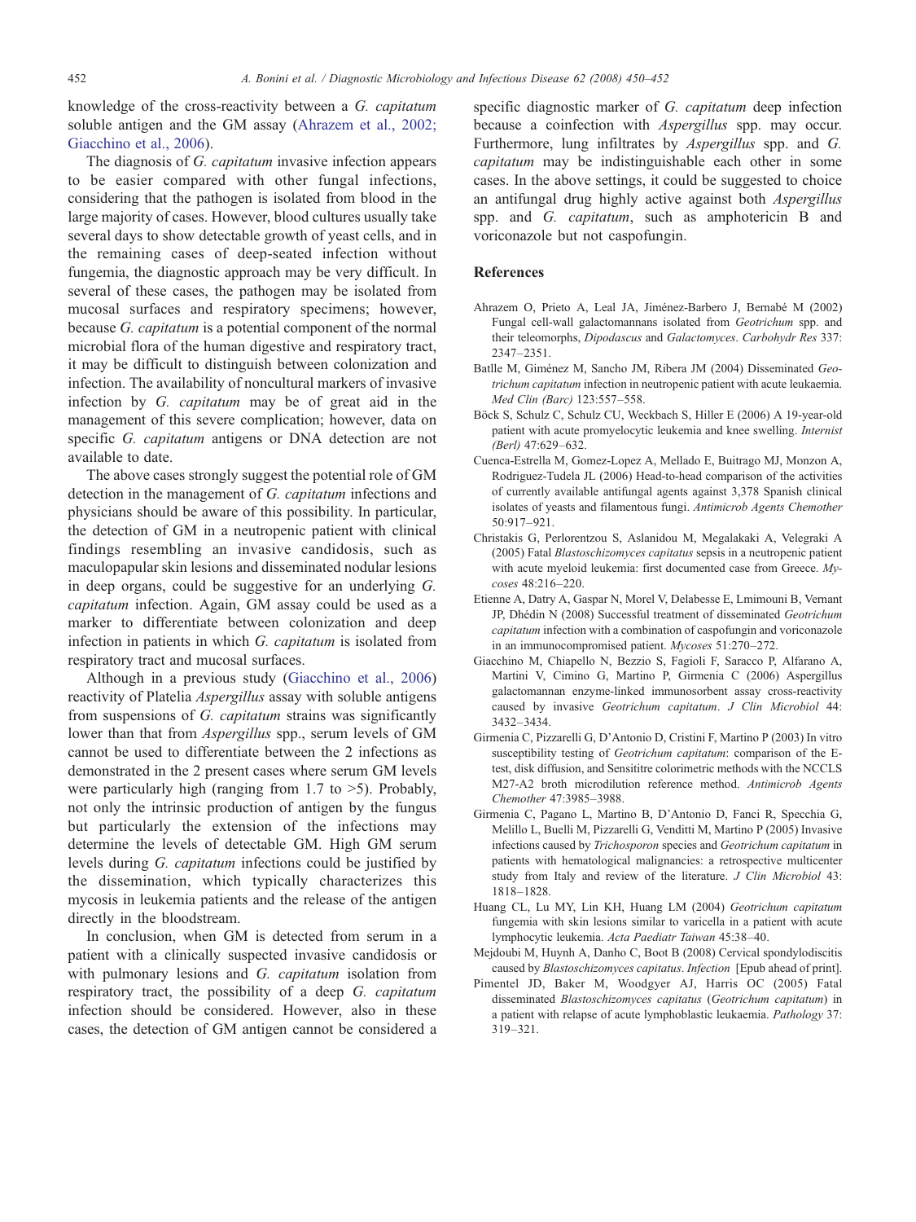knowledge of the cross-reactivity between a *G. capitatum* soluble antigen and the GM assay (Ahrazem et al., 2002; Giacchino et al., 2006).

The diagnosis of *G. capitatum* invasive infection appears to be easier compared with other fungal infections, considering that the pathogen is isolated from blood in the large majority of cases. However, blood cultures usually take several days to show detectable growth of yeast cells, and in the remaining cases of deep-seated infection without fungemia, the diagnostic approach may be very difficult. In several of these cases, the pathogen may be isolated from mucosal surfaces and respiratory specimens; however, because *G. capitatum* is a potential component of the normal microbial flora of the human digestive and respiratory tract, it may be difficult to distinguish between colonization and infection. The availability of noncultural markers of invasive infection by *G. capitatum* may be of great aid in the management of this severe complication; however, data on specific *G. capitatum* antigens or DNA detection are not available to date.

The above cases strongly suggest the potential role of GM detection in the management of *G. capitatum* infections and physicians should be aware of this possibility. In particular, the detection of GM in a neutropenic patient with clinical findings resembling an invasive candidosis, such as maculopapular skin lesions and disseminated nodular lesions in deep organs, could be suggestive for an underlying *G. capitatum* infection. Again, GM assay could be used as a marker to differentiate between colonization and deep infection in patients in which *G. capitatum* is isolated from respiratory tract and mucosal surfaces.

Although in a previous study (Giacchino et al., 2006) reactivity of Platelia *Aspergillus* assay with soluble antigens from suspensions of *G. capitatum* strains was significantly lower than that from *Aspergillus* spp., serum levels of GM cannot be used to differentiate between the 2 infections as demonstrated in the 2 present cases where serum GM levels were particularly high (ranging from 1.7 to >5). Probably, not only the intrinsic production of antigen by the fungus but particularly the extension of the infections may determine the levels of detectable GM. High GM serum levels during *G. capitatum* infections could be justified by the dissemination, which typically characterizes this mycosis in leukemia patients and the release of the antigen directly in the bloodstream.

In conclusion, when GM is detected from serum in a patient with a clinically suspected invasive candidosis or with pulmonary lesions and *G. capitatum* isolation from respiratory tract, the possibility of a deep *G. capitatum* infection should be considered. However, also in these cases, the detection of GM antigen cannot be considered a specific diagnostic marker of *G. capitatum* deep infection because a coinfection with *Aspergillus* spp. may occur. Furthermore, lung infiltrates by *Aspergillus* spp. and *G. capitatum* may be indistinguishable each other in some cases. In the above settings, it could be suggested to choice an antifungal drug highly active against both *Aspergillus* spp. and *G. capitatum*, such as amphotericin B and voriconazole but not caspofungin.

## References

Ahrazem O, Prieto A, Leal JA, Jiménez-Barbero J, Bernabé M (2002) Fungal cell-wall galactomannans isolated from *Geotrichum* spp. and their teleomorphs, *Dipodascus* and *Galactomyces*. *Carbohydr Res* 337: 2347–2351.

Batlle M, Giménez M, Sancho JM, Ribera JM (2004) Disseminated *Geotrichum capitatum* infection in neutropenic patient with acute leukaemia. *Med Clin (Barc)* 123:557–558.

Böck S, Schulz C, Schulz CU, Weckbach S, Hiller E (2006) A 19-year-old patient with acute promyelocytic leukemia and knee swelling. *Internist (Berl)* 47:629–632.

Cuenca-Estrella M, Gomez-Lopez A, Mellado E, Buitrago MJ, Monzon A, Rodriguez-Tudela JL (2006) Head-to-head comparison of the activities of currently available antifungal agents against 3,378 Spanish clinical isolates of yeasts and filamentous fungi. *Antimicrob Agents Chemother* 50:917–921.

Christakis G, Perlorentzou S, Aslanidou M, Megalakaki A, Velegraki A (2005) Fatal *Blastoschizomyces capitatus* sepsis in a neutropenic patient with acute myeloid leukemia: first documented case from Greece. *Mycoses* 48:216–220.

Etienne A, Datry A, Gaspar N, Morel V, Delabesse E, Lmimouni B, Vernant JP, Dhédin N (2008) Successful treatment of disseminated *Geotrichum capitatum* infection with a combination of caspofungin and voriconazole in an immunocompromised patient. *Mycoses* 51:270–272.

Giacchino M, Chiapello N, Bezzio S, Fagioli F, Saracco P, Alfarano A, Martini V, Cimino G, Martino P, Girmenia C (2006) Aspergillus galactomannan enzyme-linked immunosorbent assay cross-reactivity caused by invasive *Geotrichum capitatum*. *J Clin Microbiol* 44: 3432–3434.

Girmenia C, Pizzarelli G, D'Antonio D, Cristini F, Martino P (2003) In vitro susceptibility testing of *Geotrichum capitatum*: comparison of the E-test, disk diffusion, and Sensititre colorimetric methods with the NCCLS M27-A2 broth microdilution reference method. *Antimicrob Agents Chemother* 47:3985–3988.

Girmenia C, Pagano L, Martino B, D'Antonio D, Fanci R, Specchia G, Melillo L, Buelli M, Pizzarelli G, Venditti M, Martino P (2005) Invasive infections caused by *Trichosporon* species and *Geotrichum capitatum* in patients with hematological malignancies: a retrospective multicenter study from Italy and review of the literature. *J Clin Microbiol* 43: 1818–1828.

Huang CL, Lu MY, Lin KH, Huang LM (2004) *Geotrichum capitatum* fungemia with skin lesions similar to varicella in a patient with acute lymphocytic leukemia. *Acta Paediatr Taiwan* 45:38–40.

Mejdoubi M, Huynh A, Danho C, Boot B (2008) Cervical spondylodiscitis caused by *Blastoschizomyces capitatus*. *Infection* [Epub ahead of print].

Pimentel JD, Baker M, Woodgyer AJ, Harris OC (2005) Fatal disseminated *Blastoschizomyces capitatus* (*Geotrichum capitatum*) in a patient with relapse of acute lymphoblastic leukaemia. *Pathology* 37: 319–321.